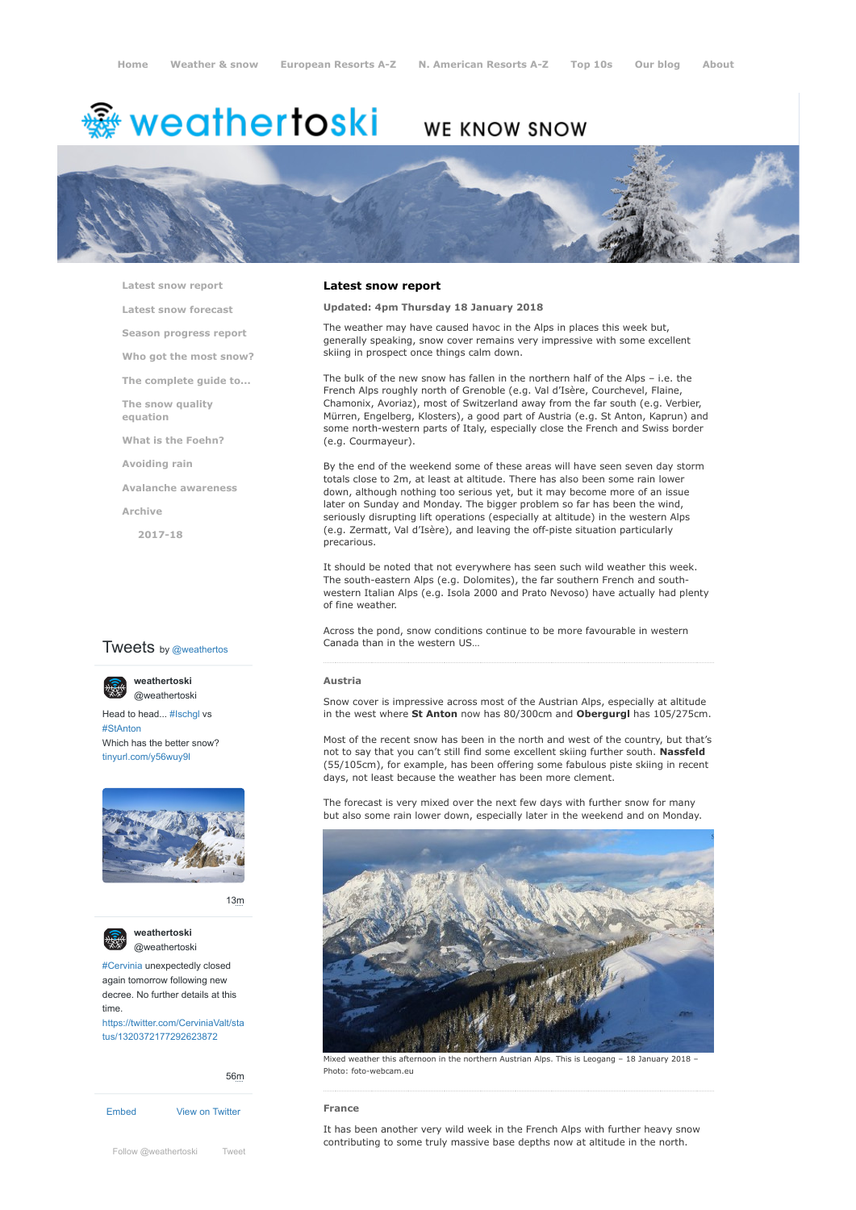Home Weather & snow European Resorts A-Z N. American Resorts A-Z Top 10s Our blog About

# weathertoski WE KNOW SNOW

- Latest snow report
- Latest snow forecast
- Season progress report
- Who got the most snow?
- The complete guide to...
- The snow quality equation
- What is the Foehn?
- Avoiding rain
- Avalanche awareness
- Archive
  - 2017-18

## Latest snow report

**Updated: 4pm Thursday 18 January 2018**

The weather may have caused havoc in the Alps in places this week but, generally speaking, snow cover remains very impressive with some excellent skiing in prospect once things calm down.

The bulk of the new snow has fallen in the northern half of the Alps – i.e. the French Alps roughly north of Grenoble (e.g. Val d'Isère, Courchevel, Flaine, Chamonix, Avoriaz), most of Switzerland away from the far south (e.g. Verbier, Mürren, Engelberg, Klosters), a good part of Austria (e.g. St Anton, Kaprun) and some north-western parts of Italy, especially close the French and Swiss border (e.g. Courmayeur).

By the end of the weekend some of these areas will have seen seven day storm totals close to 2m, at least at altitude. There has also been some rain lower down, although nothing too serious yet, but it may become more of an issue later on Sunday and Monday. The bigger problem so far has been the wind, seriously disrupting lift operations (especially at altitude) in the western Alps (e.g. Zermatt, Val d'Isère), and leaving the off-piste situation particularly precarious.

It should be noted that not everywhere has seen such wild weather this week. The south-eastern Alps (e.g. Dolomites), the far southern French and south-western Italian Alps (e.g. Isola 2000 and Prato Nevoso) have actually had plenty of fine weather.

Across the pond, snow conditions continue to be more favourable in western Canada than in the western US...

### Austria

Snow cover is impressive across most of the Austrian Alps, especially at altitude in the west where **St Anton** now has 80/300cm and **Obergurgl** has 105/275cm.

Most of the recent snow has been in the north and west of the country, but that's not to say that you can't still find some excellent skiing further south. **Nassfeld** (55/105cm), for example, has been offering some fabulous piste skiing in recent days, not least because the weather has been more clement.

The forecast is very mixed over the next few days with further snow for many but also some rain lower down, especially later in the weekend and on Monday.

Mixed weather this afternoon in the northern Austrian Alps. This is Leogang – 18 January 2018 – Photo: foto-webcam.eu

### France

It has been another very wild week in the French Alps with further heavy snow contributing to some truly massive base depths now at altitude in the north.

Tweets by @weathertos

weathertoski @weathertoski
Head to head... #Ischgl vs #StAnton
Which has the better snow?
tinyurl.com/y56wuy9l

13m

weathertoski @weathertoski
#Cervinia unexpectedly closed again tomorrow following new decree. No further details at this time.
https://twitter.com/CerviniaValt/status/1320372177292623872

56m

Embed View on Twitter

Follow @weathertoski Tweet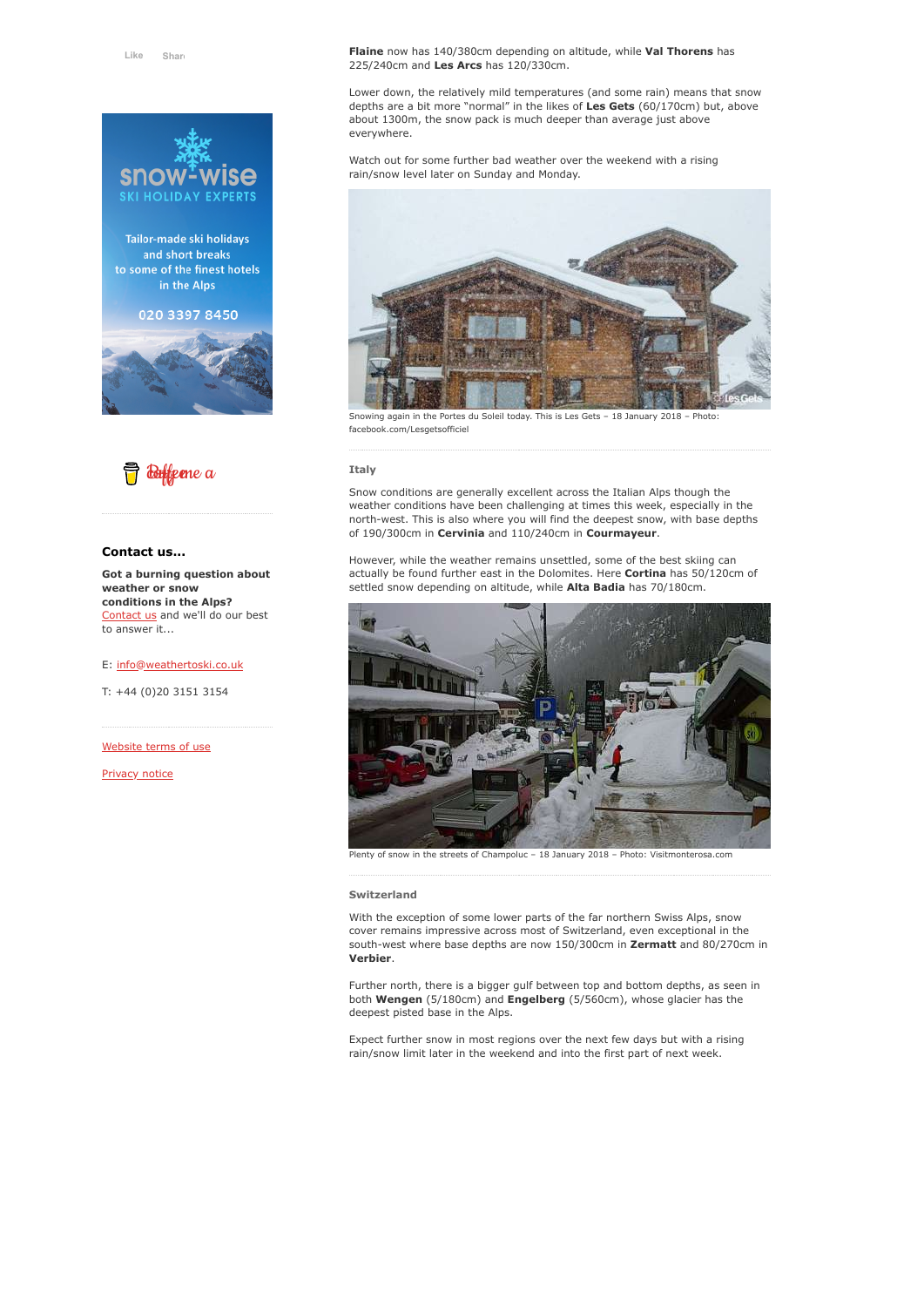**Flaine** now has 140/380cm depending on altitude, while **Val Thorens** has 225/240cm and **Les Arcs** has 120/330cm.

Lower down, the relatively mild temperatures (and some rain) means that snow depths are a bit more "normal" in the likes of **Les Gets** (60/170cm) but, above about 1300m, the snow pack is much deeper than average just above everywhere.

Watch out for some further bad weather over the weekend with a rising rain/snow level later on Sunday and Monday.

Snowing again in the Portes du Soleil today. This is Les Gets – 18 January 2018 – Photo: facebook.com/Lesgetsofficiel

### Italy

Snow conditions are generally excellent across the Italian Alps though the weather conditions have been challenging at times this week, especially in the north-west. This is also where you will find the deepest snow, with base depths of 190/300cm in **Cervinia** and 110/240cm in **Courmayeur**.

However, while the weather remains unsettled, some of the best skiing can actually be found further east in the Dolomites. Here **Cortina** has 50/120cm of settled snow depending on altitude, while **Alta Badia** has 70/180cm.

Plenty of snow in the streets of Champoluc – 18 January 2018 – Photo: Visitmonterosa.com

### Switzerland

With the exception of some lower parts of the far northern Swiss Alps, snow cover remains impressive across most of Switzerland, even exceptional in the south-west where base depths are now 150/300cm in **Zermatt** and 80/270cm in **Verbier**.

Further north, there is a bigger gulf between top and bottom depths, as seen in both **Wengen** (5/180cm) and **Engelberg** (5/560cm), whose glacier has the deepest pisted base in the Alps.

Expect further snow in most regions over the next few days but with a rising rain/snow limit later in the weekend and into the first part of next week.

### Contact us...

**Got a burning question about weather or snow conditions in the Alps?** Contact us and we'll do our best to answer it...

E: info@weathertoski.co.uk

T: +44 (0)20 3151 3154

Website terms of use

Privacy notice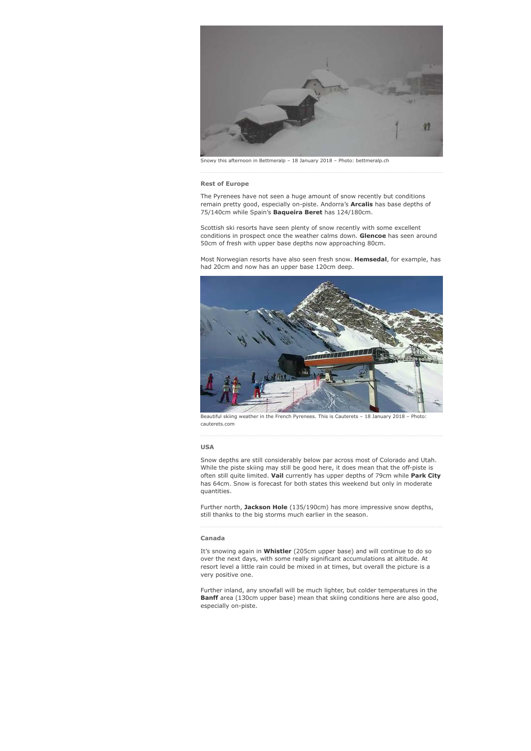Snowy this afternoon in Bettmeralp – 18 January 2018 – Photo: bettmeralp.ch

### Rest of Europe

The Pyrenees have not seen a huge amount of snow recently but conditions remain pretty good, especially on-piste. Andorra's **Arcalis** has base depths of 75/140cm while Spain's **Baqueira Beret** has 124/180cm.

Scottish ski resorts have seen plenty of snow recently with some excellent conditions in prospect once the weather calms down. **Glencoe** has seen around 50cm of fresh with upper base depths now approaching 80cm.

Most Norwegian resorts have also seen fresh snow. **Hemsedal**, for example, has had 20cm and now has an upper base 120cm deep.

Beautiful skiing weather in the French Pyrenees. This is Cauterets – 18 January 2018 – Photo: cauterets.com

### USA

Snow depths are still considerably below par across most of Colorado and Utah. While the piste skiing may still be good here, it does mean that the off-piste is often still quite limited. **Vail** currently has upper depths of 79cm while **Park City** has 64cm. Snow is forecast for both states this weekend but only in moderate quantities.

Further north, **Jackson Hole** (135/190cm) has more impressive snow depths, still thanks to the big storms much earlier in the season.

### Canada

It's snowing again in **Whistler** (205cm upper base) and will continue to do so over the next days, with some really significant accumulations at altitude. At resort level a little rain could be mixed in at times, but overall the picture is a very positive one.

Further inland, any snowfall will be much lighter, but colder temperatures in the **Banff** area (130cm upper base) mean that skiing conditions here are also good, especially on-piste.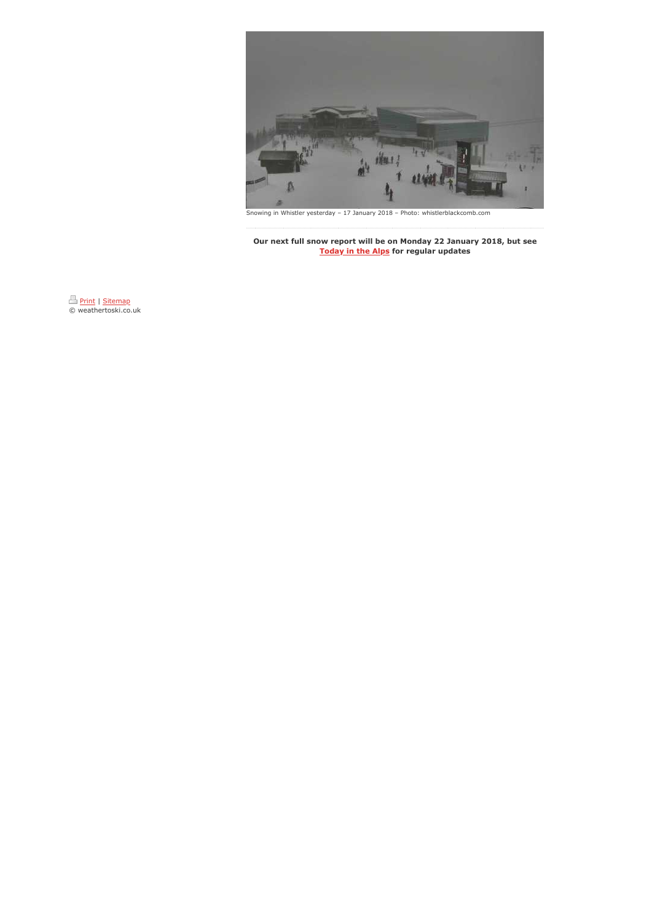Snowing in Whistler yesterday – 17 January 2018 – Photo: whistlerblackcomb.com

**Our next full snow report will be on Monday 22 January 2018, but see Today in the Alps for regular updates**

Print | Sitemap
© weathertoski.co.uk